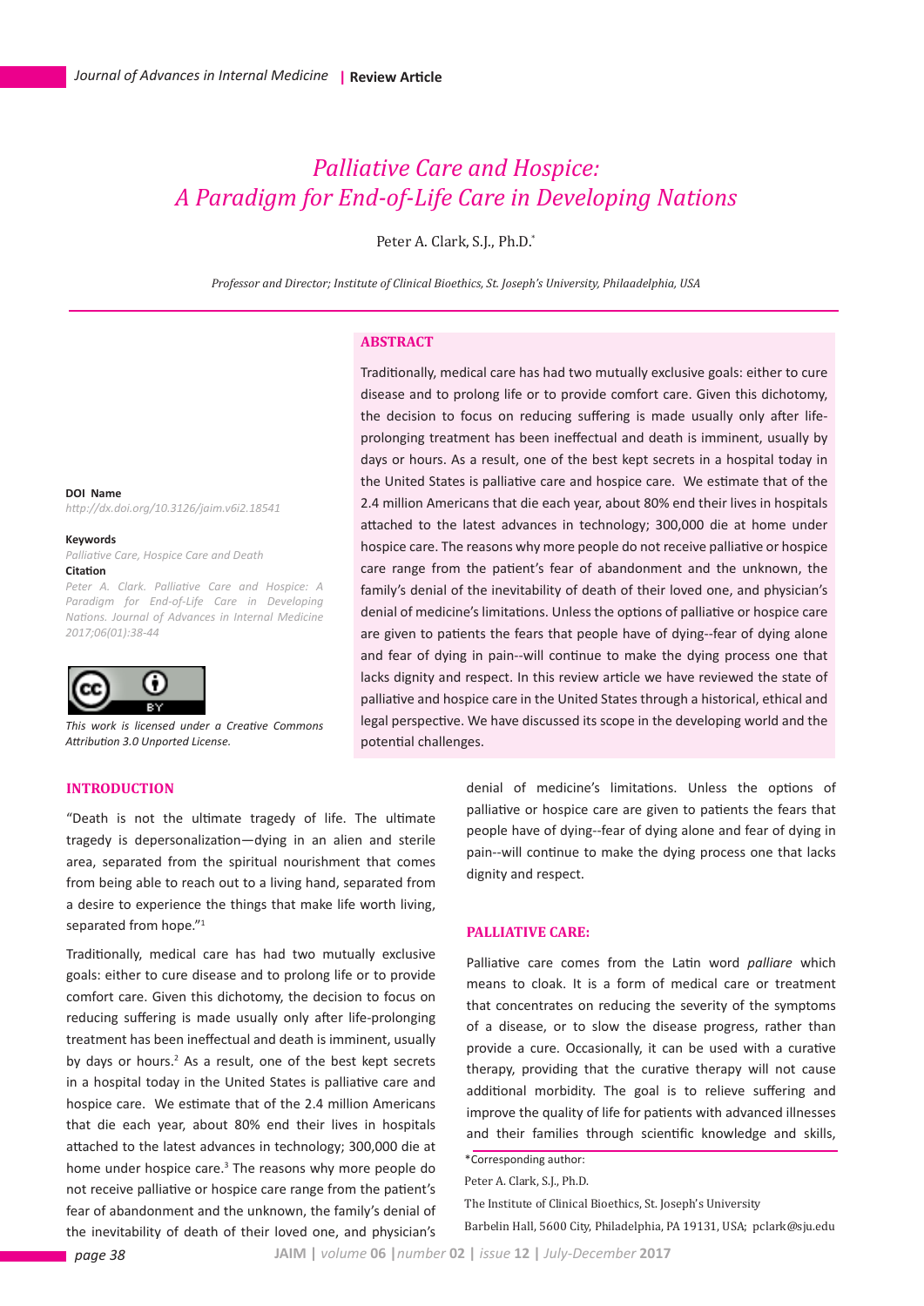Journal of Advances in Internal Medicine | **Review Article**

# *Palliative Care and Hospice: A Paradigm for End-of-Life Care in Developing Nations*

Peter A. Clark, S.J., Ph.D.*

*Professor and Director; Institute of Clinical Bioethics, St. Joseph's University, Philaadelphia, USA*

## ABSTRACT

Traditionally, medical care has had two mutually exclusive goals: either to cure disease and to prolong life or to provide comfort care. Given this dichotomy, the decision to focus on reducing suffering is made usually only after life-prolonging treatment has been ineffectual and death is imminent, usually by days or hours. As a result, one of the best kept secrets in a hospital today in the United States is palliative care and hospice care. We estimate that of the 2.4 million Americans that die each year, about 80% end their lives in hospitals attached to the latest advances in technology; 300,000 die at home under hospice care. The reasons why more people do not receive palliative or hospice care range from the patient's fear of abandonment and the unknown, the family's denial of the inevitability of death of their loved one, and physician's denial of medicine's limitations. Unless the options of palliative or hospice care are given to patients the fears that people have of dying--fear of dying alone and fear of dying in pain--will continue to make the dying process one that lacks dignity and respect. In this review article we have reviewed the state of palliative and hospice care in the United States through a historical, ethical and legal perspective. We have discussed its scope in the developing world and the potential challenges.

**DOI Name**

*http://dx.doi.org/10.3126/jaim.v6i2.18541*

**Keywords**

*Palliative Care, Hospice Care and Death*

**Citation**

*Peter A. Clark. Palliative Care and Hospice: A Paradigm for End-of-Life Care in Developing Nations. Journal of Advances in Internal Medicine 2017;06(01):38-44*

*This work is licensed under a Creative Commons Attribution 3.0 Unported License.*

## INTRODUCTION

"Death is not the ultimate tragedy of life. The ultimate tragedy is depersonalization—dying in an alien and sterile area, separated from the spiritual nourishment that comes from being able to reach out to a living hand, separated from a desire to experience the things that make life worth living, separated from hope."[1]

Traditionally, medical care has had two mutually exclusive goals: either to cure disease and to prolong life or to provide comfort care. Given this dichotomy, the decision to focus on reducing suffering is made usually only after life-prolonging treatment has been ineffectual and death is imminent, usually by days or hours.[2] As a result, one of the best kept secrets in a hospital today in the United States is palliative care and hospice care. We estimate that of the 2.4 million Americans that die each year, about 80% end their lives in hospitals attached to the latest advances in technology; 300,000 die at home under hospice care.[3] The reasons why more people do not receive palliative or hospice care range from the patient's fear of abandonment and the unknown, the family's denial of the inevitability of death of their loved one, and physician's denial of medicine's limitations. Unless the options of palliative or hospice care are given to patients the fears that people have of dying--fear of dying alone and fear of dying in pain--will continue to make the dying process one that lacks dignity and respect.

## PALLIATIVE CARE:

Palliative care comes from the Latin word *palliare* which means to cloak. It is a form of medical care or treatment that concentrates on reducing the severity of the symptoms of a disease, or to slow the disease progress, rather than provide a cure. Occasionally, it can be used with a curative therapy, providing that the curative therapy will not cause additional morbidity. The goal is to relieve suffering and improve the quality of life for patients with advanced illnesses and their families through scientific knowledge and skills,

*Corresponding author:

Peter A. Clark, S.J., Ph.D.

The Institute of Clinical Bioethics, St. Joseph's University

Barbelin Hall, 5600 City, Philadelphia, PA 19131, USA; pclark@sju.edu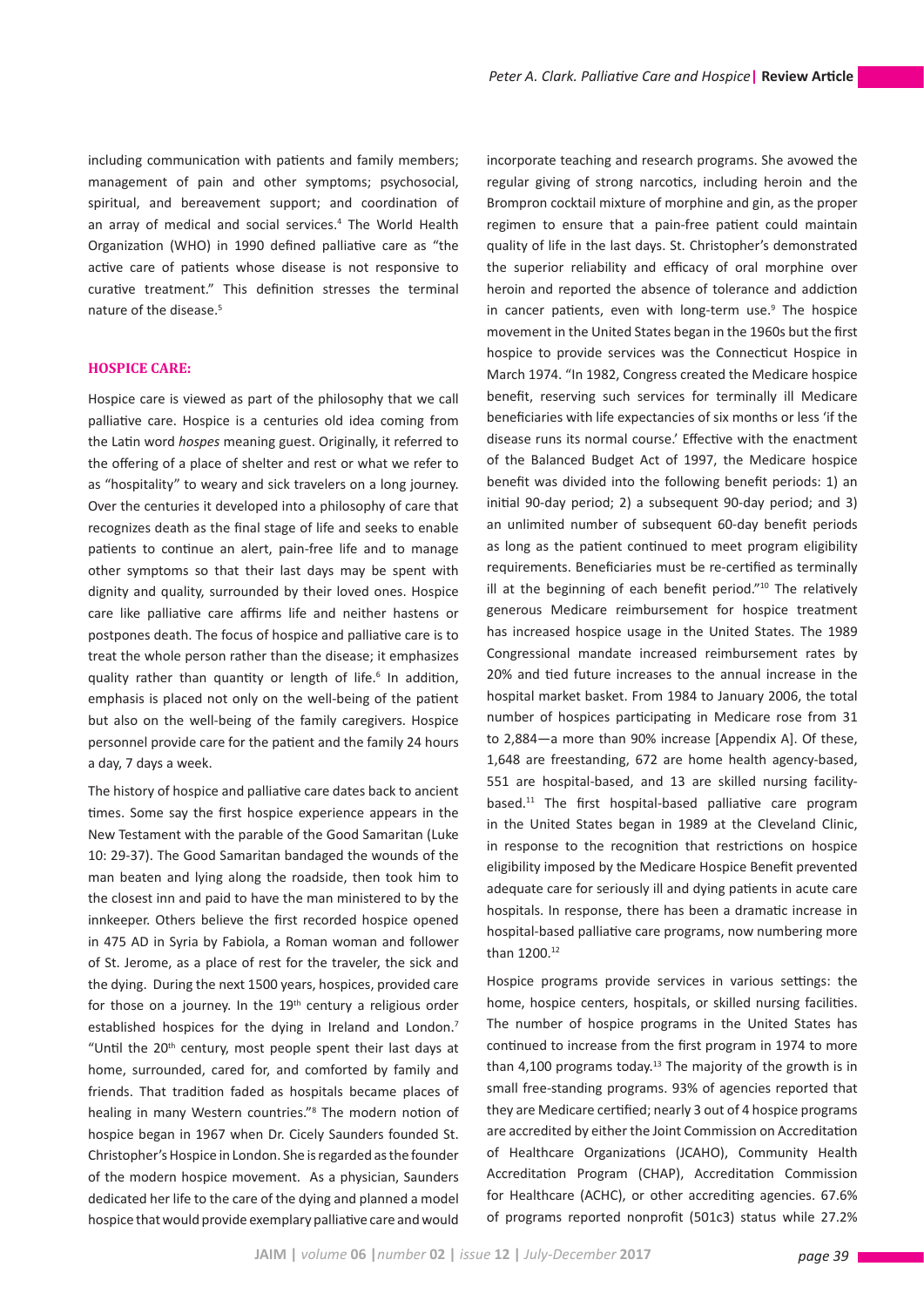including communication with patients and family members; management of pain and other symptoms; psychosocial, spiritual, and bereavement support; and coordination of an array of medical and social services.[4] The World Health Organization (WHO) in 1990 defined palliative care as "the active care of patients whose disease is not responsive to curative treatment." This definition stresses the terminal nature of the disease.[5]

## HOSPICE CARE:

Hospice care is viewed as part of the philosophy that we call palliative care. Hospice is a centuries old idea coming from the Latin word *hospes* meaning guest. Originally, it referred to the offering of a place of shelter and rest or what we refer to as "hospitality" to weary and sick travelers on a long journey. Over the centuries it developed into a philosophy of care that recognizes death as the final stage of life and seeks to enable patients to continue an alert, pain-free life and to manage other symptoms so that their last days may be spent with dignity and quality, surrounded by their loved ones. Hospice care like palliative care affirms life and neither hastens or postpones death. The focus of hospice and palliative care is to treat the whole person rather than the disease; it emphasizes quality rather than quantity or length of life.[6] In addition, emphasis is placed not only on the well-being of the patient but also on the well-being of the family caregivers. Hospice personnel provide care for the patient and the family 24 hours a day, 7 days a week.

The history of hospice and palliative care dates back to ancient times. Some say the first hospice experience appears in the New Testament with the parable of the Good Samaritan (Luke 10: 29-37). The Good Samaritan bandaged the wounds of the man beaten and lying along the roadside, then took him to the closest inn and paid to have the man ministered to by the innkeeper. Others believe the first recorded hospice opened in 475 AD in Syria by Fabiola, a Roman woman and follower of St. Jerome, as a place of rest for the traveler, the sick and the dying. During the next 1500 years, hospices, provided care for those on a journey. In the 19th century a religious order established hospices for the dying in Ireland and London.[7] "Until the 20th century, most people spent their last days at home, surrounded, cared for, and comforted by family and friends. That tradition faded as hospitals became places of healing in many Western countries."[8] The modern notion of hospice began in 1967 when Dr. Cicely Saunders founded St. Christopher's Hospice in London. She is regarded as the founder of the modern hospice movement. As a physician, Saunders dedicated her life to the care of the dying and planned a model hospice that would provide exemplary palliative care and would incorporate teaching and research programs. She avowed the regular giving of strong narcotics, including heroin and the Brompron cocktail mixture of morphine and gin, as the proper regimen to ensure that a pain-free patient could maintain quality of life in the last days. St. Christopher's demonstrated the superior reliability and efficacy of oral morphine over heroin and reported the absence of tolerance and addiction in cancer patients, even with long-term use.[9] The hospice movement in the United States began in the 1960s but the first hospice to provide services was the Connecticut Hospice in March 1974. "In 1982, Congress created the Medicare hospice benefit, reserving such services for terminally ill Medicare beneficiaries with life expectancies of six months or less 'if the disease runs its normal course.' Effective with the enactment of the Balanced Budget Act of 1997, the Medicare hospice benefit was divided into the following benefit periods: 1) an initial 90-day period; 2) a subsequent 90-day period; and 3) an unlimited number of subsequent 60-day benefit periods as long as the patient continued to meet program eligibility requirements. Beneficiaries must be re-certified as terminally ill at the beginning of each benefit period."[10] The relatively generous Medicare reimbursement for hospice treatment has increased hospice usage in the United States. The 1989 Congressional mandate increased reimbursement rates by 20% and tied future increases to the annual increase in the hospital market basket. From 1984 to January 2006, the total number of hospices participating in Medicare rose from 31 to 2,884—a more than 90% increase [Appendix A]. Of these, 1,648 are freestanding, 672 are home health agency-based, 551 are hospital-based, and 13 are skilled nursing facility-based.[11] The first hospital-based palliative care program in the United States began in 1989 at the Cleveland Clinic, in response to the recognition that restrictions on hospice eligibility imposed by the Medicare Hospice Benefit prevented adequate care for seriously ill and dying patients in acute care hospitals. In response, there has been a dramatic increase in hospital-based palliative care programs, now numbering more than 1200.[12]

Hospice programs provide services in various settings: the home, hospice centers, hospitals, or skilled nursing facilities. The number of hospice programs in the United States has continued to increase from the first program in 1974 to more than 4,100 programs today.[13] The majority of the growth is in small free-standing programs. 93% of agencies reported that they are Medicare certified; nearly 3 out of 4 hospice programs are accredited by either the Joint Commission on Accreditation of Healthcare Organizations (JCAHO), Community Health Accreditation Program (CHAP), Accreditation Commission for Healthcare (ACHC), or other accrediting agencies. 67.6% of programs reported nonprofit (501c3) status while 27.2%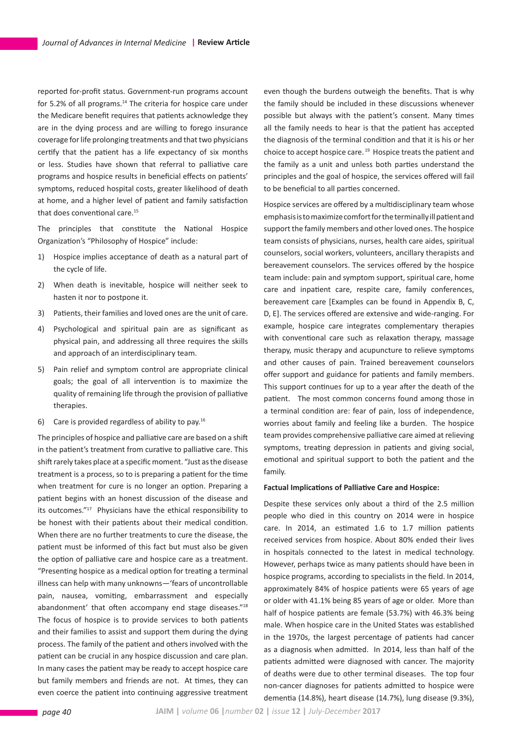reported for-profit status. Government-run programs account for 5.2% of all programs.[14] The criteria for hospice care under the Medicare benefit requires that patients acknowledge they are in the dying process and are willing to forego insurance coverage for life prolonging treatments and that two physicians certify that the patient has a life expectancy of six months or less. Studies have shown that referral to palliative care programs and hospice results in beneficial effects on patients' symptoms, reduced hospital costs, greater likelihood of death at home, and a higher level of patient and family satisfaction that does conventional care.[15]

The principles that constitute the National Hospice Organization's "Philosophy of Hospice" include:

1) Hospice implies acceptance of death as a natural part of the cycle of life.
2) When death is inevitable, hospice will neither seek to hasten it nor to postpone it.
3) Patients, their families and loved ones are the unit of care.
4) Psychological and spiritual pain are as significant as physical pain, and addressing all three requires the skills and approach of an interdisciplinary team.
5) Pain relief and symptom control are appropriate clinical goals; the goal of all intervention is to maximize the quality of remaining life through the provision of palliative therapies.
6) Care is provided regardless of ability to pay.[16]

The principles of hospice and palliative care are based on a shift in the patient's treatment from curative to palliative care. This shift rarely takes place at a specific moment. "Just as the disease treatment is a process, so to is preparing a patient for the time when treatment for cure is no longer an option. Preparing a patient begins with an honest discussion of the disease and its outcomes."[17] Physicians have the ethical responsibility to be honest with their patients about their medical condition. When there are no further treatments to cure the disease, the patient must be informed of this fact but must also be given the option of palliative care and hospice care as a treatment. "Presenting hospice as a medical option for treating a terminal illness can help with many unknowns—'fears of uncontrollable pain, nausea, vomiting, embarrassment and especially abandonment' that often accompany end stage diseases."[18] The focus of hospice is to provide services to both patients and their families to assist and support them during the dying process. The family of the patient and others involved with the patient can be crucial in any hospice discussion and care plan. In many cases the patient may be ready to accept hospice care but family members and friends are not. At times, they can even coerce the patient into continuing aggressive treatment even though the burdens outweigh the benefits. That is why the family should be included in these discussions whenever possible but always with the patient's consent. Many times all the family needs to hear is that the patient has accepted the diagnosis of the terminal condition and that it is his or her choice to accept hospice care.[19] Hospice treats the patient and the family as a unit and unless both parties understand the principles and the goal of hospice, the services offered will fail to be beneficial to all parties concerned.

Hospice services are offered by a multidisciplinary team whose emphasis is to maximize comfort for the terminally ill patient and support the family members and other loved ones. The hospice team consists of physicians, nurses, health care aides, spiritual counselors, social workers, volunteers, ancillary therapists and bereavement counselors. The services offered by the hospice team include: pain and symptom support, spiritual care, home care and inpatient care, respite care, family conferences, bereavement care [Examples can be found in Appendix B, C, D, E]. The services offered are extensive and wide-ranging. For example, hospice care integrates complementary therapies with conventional care such as relaxation therapy, massage therapy, music therapy and acupuncture to relieve symptoms and other causes of pain. Trained bereavement counselors offer support and guidance for patients and family members. This support continues for up to a year after the death of the patient. The most common concerns found among those in a terminal condition are: fear of pain, loss of independence, worries about family and feeling like a burden. The hospice team provides comprehensive palliative care aimed at relieving symptoms, treating depression in patients and giving social, emotional and spiritual support to both the patient and the family.

**Factual Implications of Palliative Care and Hospice:**

Despite these services only about a third of the 2.5 million people who died in this country on 2014 were in hospice care. In 2014, an estimated 1.6 to 1.7 million patients received services from hospice. About 80% ended their lives in hospitals connected to the latest in medical technology. However, perhaps twice as many patients should have been in hospice programs, according to specialists in the field. In 2014, approximately 84% of hospice patients were 65 years of age or older with 41.1% being 85 years of age or older. More than half of hospice patients are female (53.7%) with 46.3% being male. When hospice care in the United States was established in the 1970s, the largest percentage of patients had cancer as a diagnosis when admitted. In 2014, less than half of the patients admitted were diagnosed with cancer. The majority of deaths were due to other terminal diseases. The top four non-cancer diagnoses for patients admitted to hospice were dementia (14.8%), heart disease (14.7%), lung disease (9.3%),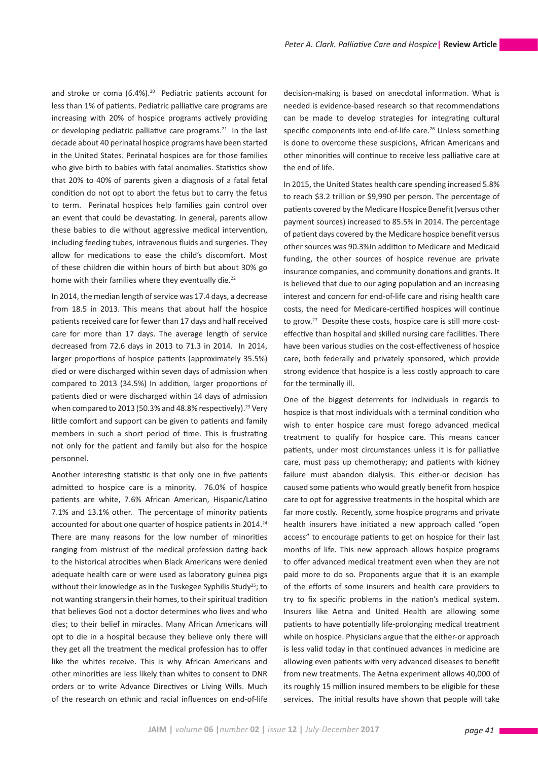and stroke or coma (6.4%).[20] Pediatric patients account for less than 1% of patients. Pediatric palliative care programs are increasing with 20% of hospice programs actively providing or developing pediatric palliative care programs.[21] In the last decade about 40 perinatal hospice programs have been started in the United States. Perinatal hospices are for those families who give birth to babies with fatal anomalies. Statistics show that 20% to 40% of parents given a diagnosis of a fatal fetal condition do not opt to abort the fetus but to carry the fetus to term. Perinatal hospices help families gain control over an event that could be devastating. In general, parents allow these babies to die without aggressive medical intervention, including feeding tubes, intravenous fluids and surgeries. They allow for medications to ease the child's discomfort. Most of these children die within hours of birth but about 30% go home with their families where they eventually die.[22]

In 2014, the median length of service was 17.4 days, a decrease from 18.5 in 2013. This means that about half the hospice patients received care for fewer than 17 days and half received care for more than 17 days. The average length of service decreased from 72.6 days in 2013 to 71.3 in 2014. In 2014, larger proportions of hospice patients (approximately 35.5%) died or were discharged within seven days of admission when compared to 2013 (34.5%) In addition, larger proportions of patients died or were discharged within 14 days of admission when compared to 2013 (50.3% and 48.8% respectively).[23] Very little comfort and support can be given to patients and family members in such a short period of time. This is frustrating not only for the patient and family but also for the hospice personnel.

Another interesting statistic is that only one in five patients admitted to hospice care is a minority. 76.0% of hospice patients are white, 7.6% African American, Hispanic/Latino 7.1% and 13.1% other. The percentage of minority patients accounted for about one quarter of hospice patients in 2014.[24] There are many reasons for the low number of minorities ranging from mistrust of the medical profession dating back to the historical atrocities when Black Americans were denied adequate health care or were used as laboratory guinea pigs without their knowledge as in the Tuskegee Syphilis Study[25]; to not wanting strangers in their homes, to their spiritual tradition that believes God not a doctor determines who lives and who dies; to their belief in miracles. Many African Americans will opt to die in a hospital because they believe only there will they get all the treatment the medical profession has to offer like the whites receive. This is why African Americans and other minorities are less likely than whites to consent to DNR orders or to write Advance Directives or Living Wills. Much of the research on ethnic and racial influences on end-of-life decision-making is based on anecdotal information. What is needed is evidence-based research so that recommendations can be made to develop strategies for integrating cultural specific components into end-of-life care.[26] Unless something is done to overcome these suspicions, African Americans and other minorities will continue to receive less palliative care at the end of life.

In 2015, the United States health care spending increased 5.8% to reach $3.2 trillion or $9,990 per person. The percentage of patients covered by the Medicare Hospice Benefit (versus other payment sources) increased to 85.5% in 2014. The percentage of patient days covered by the Medicare hospice benefit versus other sources was 90.3%In addition to Medicare and Medicaid funding, the other sources of hospice revenue are private insurance companies, and community donations and grants. It is believed that due to our aging population and an increasing interest and concern for end-of-life care and rising health care costs, the need for Medicare-certified hospices will continue to grow.[27] Despite these costs, hospice care is still more cost-effective than hospital and skilled nursing care facilities. There have been various studies on the cost-effectiveness of hospice care, both federally and privately sponsored, which provide strong evidence that hospice is a less costly approach to care for the terminally ill.

One of the biggest deterrents for individuals in regards to hospice is that most individuals with a terminal condition who wish to enter hospice care must forego advanced medical treatment to qualify for hospice care. This means cancer patients, under most circumstances unless it is for palliative care, must pass up chemotherapy; and patients with kidney failure must abandon dialysis. This either-or decision has caused some patients who would greatly benefit from hospice care to opt for aggressive treatments in the hospital which are far more costly. Recently, some hospice programs and private health insurers have initiated a new approach called "open access" to encourage patients to get on hospice for their last months of life. This new approach allows hospice programs to offer advanced medical treatment even when they are not paid more to do so. Proponents argue that it is an example of the efforts of some insurers and health care providers to try to fix specific problems in the nation's medical system. Insurers like Aetna and United Health are allowing some patients to have potentially life-prolonging medical treatment while on hospice. Physicians argue that the either-or approach is less valid today in that continued advances in medicine are allowing even patients with very advanced diseases to benefit from new treatments. The Aetna experiment allows 40,000 of its roughly 15 million insured members to be eligible for these services. The initial results have shown that people will take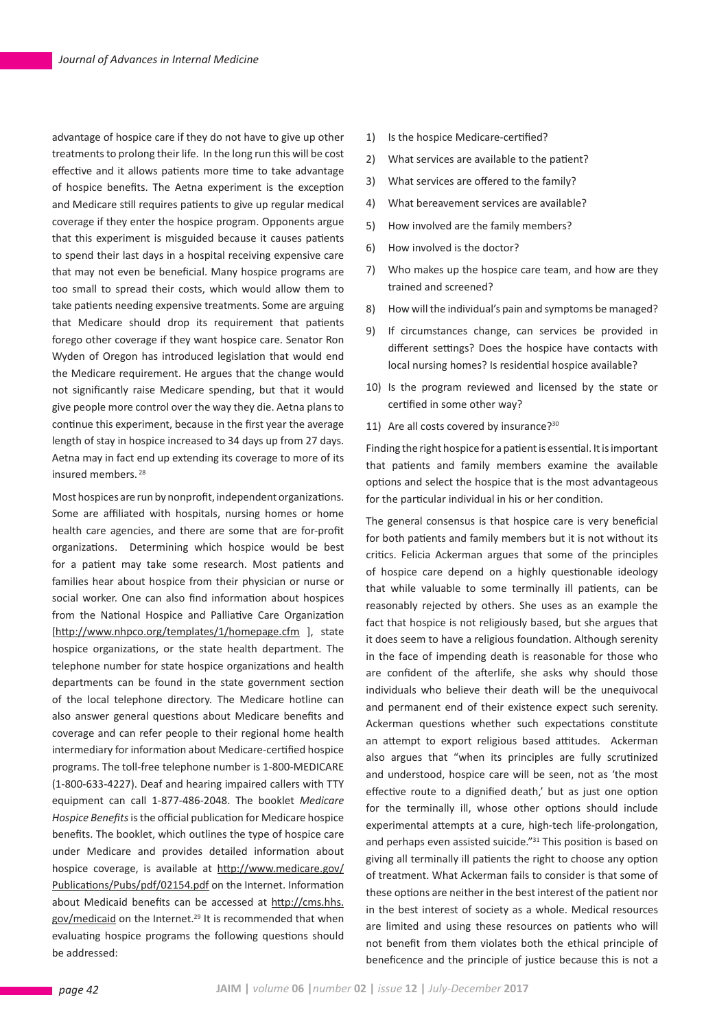advantage of hospice care if they do not have to give up other treatments to prolong their life. In the long run this will be cost effective and it allows patients more time to take advantage of hospice benefits. The Aetna experiment is the exception and Medicare still requires patients to give up regular medical coverage if they enter the hospice program. Opponents argue that this experiment is misguided because it causes patients to spend their last days in a hospital receiving expensive care that may not even be beneficial. Many hospice programs are too small to spread their costs, which would allow them to take patients needing expensive treatments. Some are arguing that Medicare should drop its requirement that patients forego other coverage if they want hospice care. Senator Ron Wyden of Oregon has introduced legislation that would end the Medicare requirement. He argues that the change would not significantly raise Medicare spending, but that it would give people more control over the way they die. Aetna plans to continue this experiment, because in the first year the average length of stay in hospice increased to 34 days up from 27 days. Aetna may in fact end up extending its coverage to more of its insured members. [28]

Most hospices are run by nonprofit, independent organizations. Some are affiliated with hospitals, nursing homes or home health care agencies, and there are some that are for-profit organizations. Determining which hospice would be best for a patient may take some research. Most patients and families hear about hospice from their physician or nurse or social worker. One can also find information about hospices from the National Hospice and Palliative Care Organization [http://www.nhpco.org/templates/1/homepage.cfm ], state hospice organizations, or the state health department. The telephone number for state hospice organizations and health departments can be found in the state government section of the local telephone directory. The Medicare hotline can also answer general questions about Medicare benefits and coverage and can refer people to their regional home health intermediary for information about Medicare-certified hospice programs. The toll-free telephone number is 1-800-MEDICARE (1-800-633-4227). Deaf and hearing impaired callers with TTY equipment can call 1-877-486-2048. The booklet *Medicare Hospice Benefits* is the official publication for Medicare hospice benefits. The booklet, which outlines the type of hospice care under Medicare and provides detailed information about hospice coverage, is available at http://www.medicare.gov/Publications/Pubs/pdf/02154.pdf on the Internet. Information about Medicaid benefits can be accessed at http://cms.hhs.gov/medicaid on the Internet.[29] It is recommended that when evaluating hospice programs the following questions should be addressed:

1) Is the hospice Medicare-certified?
2) What services are available to the patient?
3) What services are offered to the family?
4) What bereavement services are available?
5) How involved are the family members?
6) How involved is the doctor?
7) Who makes up the hospice care team, and how are they trained and screened?
8) How will the individual's pain and symptoms be managed?
9) If circumstances change, can services be provided in different settings? Does the hospice have contacts with local nursing homes? Is residential hospice available?
10) Is the program reviewed and licensed by the state or certified in some other way?
11) Are all costs covered by insurance?[30]

Finding the right hospice for a patient is essential. It is important that patients and family members examine the available options and select the hospice that is the most advantageous for the particular individual in his or her condition.

The general consensus is that hospice care is very beneficial for both patients and family members but it is not without its critics. Felicia Ackerman argues that some of the principles of hospice care depend on a highly questionable ideology that while valuable to some terminally ill patients, can be reasonably rejected by others. She uses as an example the fact that hospice is not religiously based, but she argues that it does seem to have a religious foundation. Although serenity in the face of impending death is reasonable for those who are confident of the afterlife, she asks why should those individuals who believe their death will be the unequivocal and permanent end of their existence expect such serenity. Ackerman questions whether such expectations constitute an attempt to export religious based attitudes. Ackerman also argues that "when its principles are fully scrutinized and understood, hospice care will be seen, not as 'the most effective route to a dignified death,' but as just one option for the terminally ill, whose other options should include experimental attempts at a cure, high-tech life-prolongation, and perhaps even assisted suicide."[31] This position is based on giving all terminally ill patients the right to choose any option of treatment. What Ackerman fails to consider is that some of these options are neither in the best interest of the patient nor in the best interest of society as a whole. Medical resources are limited and using these resources on patients who will not benefit from them violates both the ethical principle of beneficence and the principle of justice because this is not a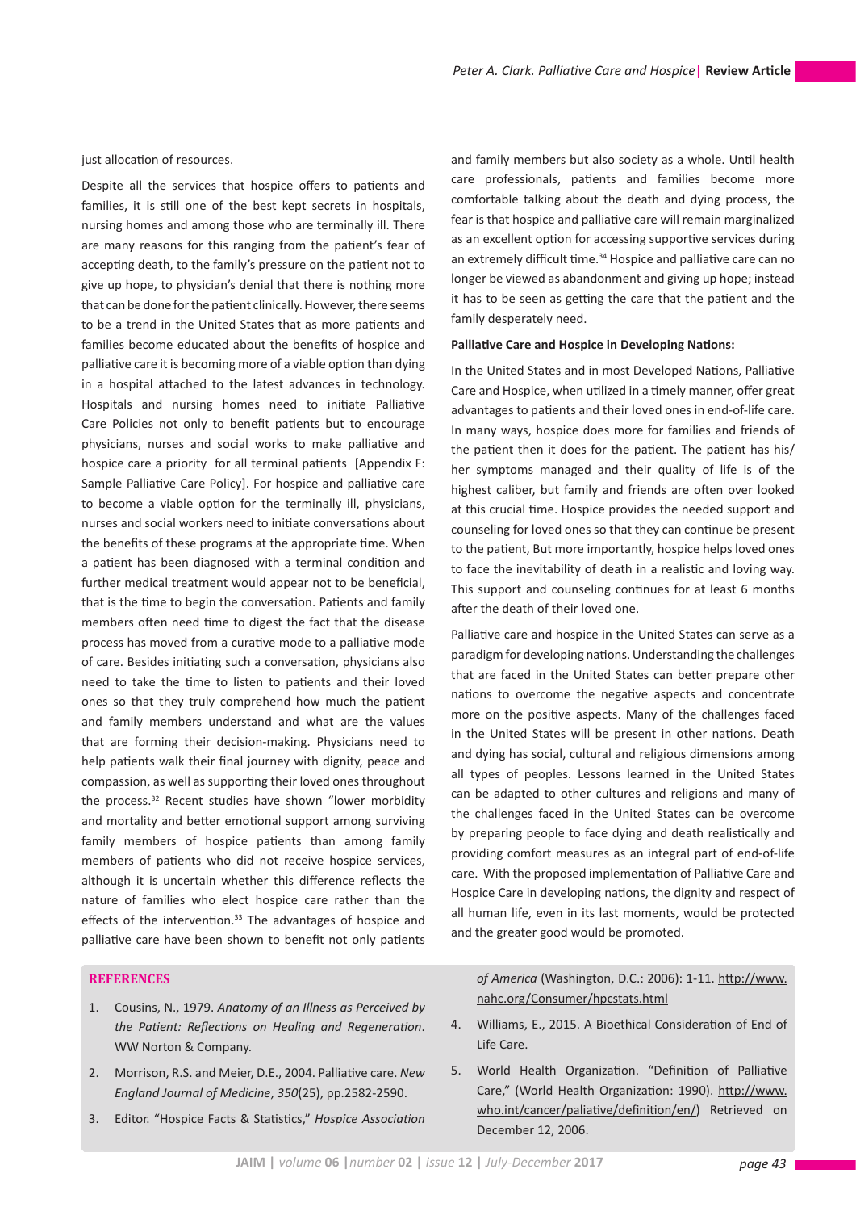just allocation of resources.

Despite all the services that hospice offers to patients and families, it is still one of the best kept secrets in hospitals, nursing homes and among those who are terminally ill. There are many reasons for this ranging from the patient's fear of accepting death, to the family's pressure on the patient not to give up hope, to physician's denial that there is nothing more that can be done for the patient clinically. However, there seems to be a trend in the United States that as more patients and families become educated about the benefits of hospice and palliative care it is becoming more of a viable option than dying in a hospital attached to the latest advances in technology. Hospitals and nursing homes need to initiate Palliative Care Policies not only to benefit patients but to encourage physicians, nurses and social works to make palliative and hospice care a priority for all terminal patients [Appendix F: Sample Palliative Care Policy]. For hospice and palliative care to become a viable option for the terminally ill, physicians, nurses and social workers need to initiate conversations about the benefits of these programs at the appropriate time. When a patient has been diagnosed with a terminal condition and further medical treatment would appear not to be beneficial, that is the time to begin the conversation. Patients and family members often need time to digest the fact that the disease process has moved from a curative mode to a palliative mode of care. Besides initiating such a conversation, physicians also need to take the time to listen to patients and their loved ones so that they truly comprehend how much the patient and family members understand and what are the values that are forming their decision-making. Physicians need to help patients walk their final journey with dignity, peace and compassion, as well as supporting their loved ones throughout the process.[32] Recent studies have shown "lower morbidity and mortality and better emotional support among surviving family members of hospice patients than among family members of patients who did not receive hospice services, although it is uncertain whether this difference reflects the nature of families who elect hospice care rather than the effects of the intervention.[33] The advantages of hospice and palliative care have been shown to benefit not only patients and family members but also society as a whole. Until health care professionals, patients and families become more comfortable talking about the death and dying process, the fear is that hospice and palliative care will remain marginalized as an excellent option for accessing supportive services during an extremely difficult time.[34] Hospice and palliative care can no longer be viewed as abandonment and giving up hope; instead it has to be seen as getting the care that the patient and the family desperately need.

**Palliative Care and Hospice in Developing Nations:**

In the United States and in most Developed Nations, Palliative Care and Hospice, when utilized in a timely manner, offer great advantages to patients and their loved ones in end-of-life care. In many ways, hospice does more for families and friends of the patient then it does for the patient. The patient has his/her symptoms managed and their quality of life is of the highest caliber, but family and friends are often over looked at this crucial time. Hospice provides the needed support and counseling for loved ones so that they can continue be present to the patient, But more importantly, hospice helps loved ones to face the inevitability of death in a realistic and loving way. This support and counseling continues for at least 6 months after the death of their loved one.

Palliative care and hospice in the United States can serve as a paradigm for developing nations. Understanding the challenges that are faced in the United States can better prepare other nations to overcome the negative aspects and concentrate more on the positive aspects. Many of the challenges faced in the United States will be present in other nations. Death and dying has social, cultural and religious dimensions among all types of peoples. Lessons learned in the United States can be adapted to other cultures and religions and many of the challenges faced in the United States can be overcome by preparing people to face dying and death realistically and providing comfort measures as an integral part of end-of-life care. With the proposed implementation of Palliative Care and Hospice Care in developing nations, the dignity and respect of all human life, even in its last moments, would be protected and the greater good would be promoted.

## REFERENCES

1. Cousins, N., 1979. *Anatomy of an Illness as Perceived by the Patient: Reflections on Healing and Regeneration*. WW Norton & Company.
2. Morrison, R.S. and Meier, D.E., 2004. Palliative care. *New England Journal of Medicine*, *350*(25), pp.2582-2590.
3. Editor. "Hospice Facts & Statistics," *Hospice Association of America* (Washington, D.C.: 2006): 1-11. http://www.nahc.org/Consumer/hpcstats.html
4. Williams, E., 2015. A Bioethical Consideration of End of Life Care.
5. World Health Organization. "Definition of Palliative Care," (World Health Organization: 1990). http://www.who.int/cancer/paliative/definition/en/) Retrieved on December 12, 2006.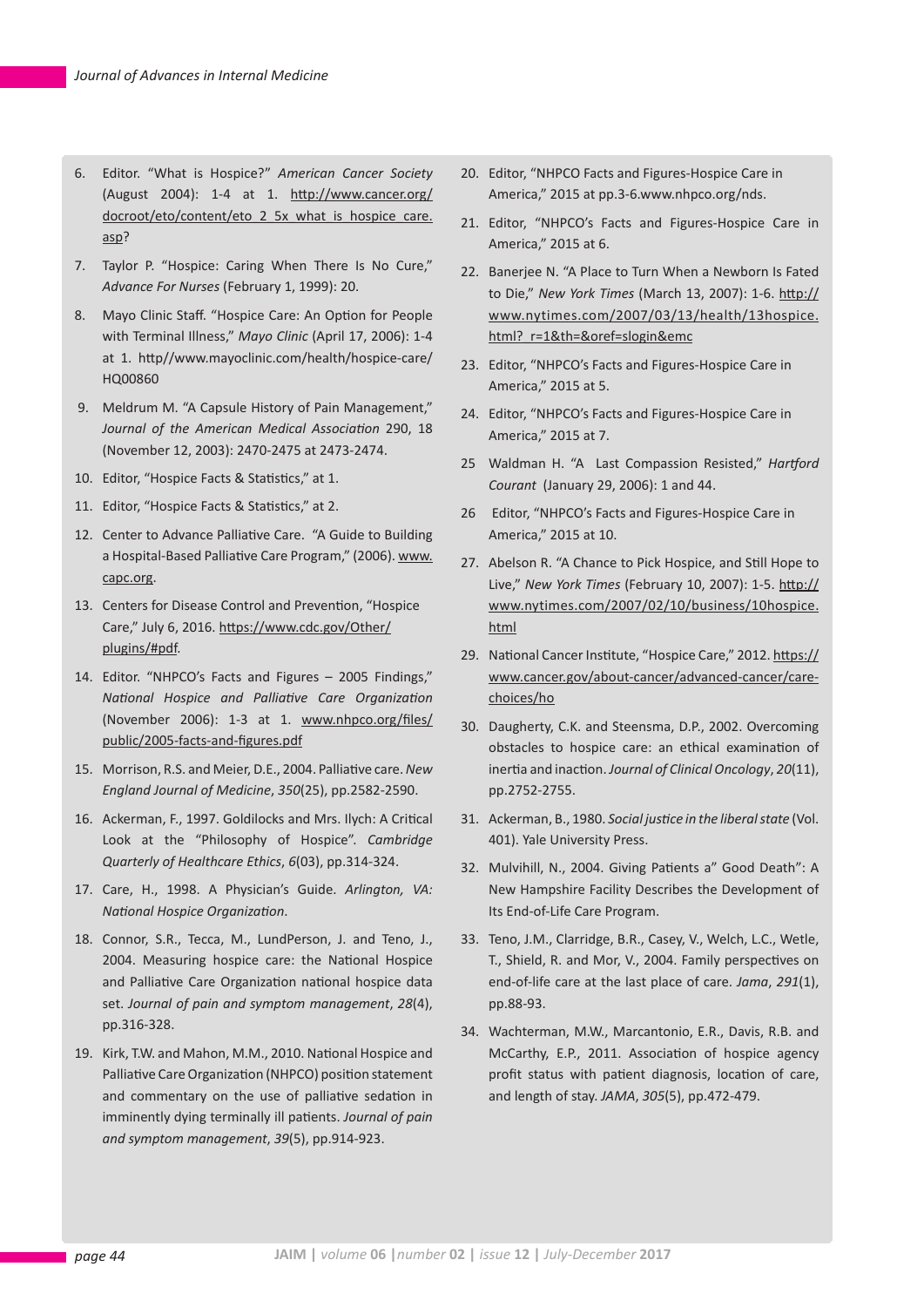6. Editor. "What is Hospice?" *American Cancer Society* (August 2004): 1-4 at 1. http://www.cancer.org/docroot/eto/content/eto_2_5x_what_is_hospice_care.asp?

7. Taylor P. "Hospice: Caring When There Is No Cure," *Advance For Nurses* (February 1, 1999): 20.

8. Mayo Clinic Staff. "Hospice Care: An Option for People with Terminal Illness," *Mayo Clinic* (April 17, 2006): 1-4 at 1. http//www.mayoclinic.com/health/hospice-care/HQ00860

9. Meldrum M. "A Capsule History of Pain Management," *Journal of the American Medical Association* 290, 18 (November 12, 2003): 2470-2475 at 2473-2474.

10. Editor, "Hospice Facts & Statistics," at 1.

11. Editor, "Hospice Facts & Statistics," at 2.

12. Center to Advance Palliative Care. "A Guide to Building a Hospital-Based Palliative Care Program," (2006). www.capc.org.

13. Centers for Disease Control and Prevention, "Hospice Care," July 6, 2016. https://www.cdc.gov/Other/plugins/#pdf.

14. Editor. "NHPCO's Facts and Figures – 2005 Findings," *National Hospice and Palliative Care Organization* (November 2006): 1-3 at 1. www.nhpco.org/files/public/2005-facts-and-figures.pdf

15. Morrison, R.S. and Meier, D.E., 2004. Palliative care. *New England Journal of Medicine*, *350*(25), pp.2582-2590.

16. Ackerman, F., 1997. Goldilocks and Mrs. Ilych: A Critical Look at the "Philosophy of Hospice". *Cambridge Quarterly of Healthcare Ethics*, *6*(03), pp.314-324.

17. Care, H., 1998. A Physician's Guide. *Arlington, VA: National Hospice Organization*.

18. Connor, S.R., Tecca, M., LundPerson, J. and Teno, J., 2004. Measuring hospice care: the National Hospice and Palliative Care Organization national hospice data set. *Journal of pain and symptom management*, *28*(4), pp.316-328.

19. Kirk, T.W. and Mahon, M.M., 2010. National Hospice and Palliative Care Organization (NHPCO) position statement and commentary on the use of palliative sedation in imminently dying terminally ill patients. *Journal of pain and symptom management*, *39*(5), pp.914-923.

20. Editor, "NHPCO Facts and Figures-Hospice Care in America," 2015 at pp.3-6.www.nhpco.org/nds.

21. Editor, "NHPCO's Facts and Figures-Hospice Care in America," 2015 at 6.

22. Banerjee N. "A Place to Turn When a Newborn Is Fated to Die," *New York Times* (March 13, 2007): 1-6. http://www.nytimes.com/2007/03/13/health/13hospice.html?_r=1&th=&oref=slogin&emc

23. Editor, "NHPCO's Facts and Figures-Hospice Care in America," 2015 at 5.

24. Editor, "NHPCO's Facts and Figures-Hospice Care in America," 2015 at 7.

25 Waldman H. "A Last Compassion Resisted," *Hartford Courant* (January 29, 2006): 1 and 44.

26 Editor, "NHPCO's Facts and Figures-Hospice Care in America," 2015 at 10.

27. Abelson R. "A Chance to Pick Hospice, and Still Hope to Live," *New York Times* (February 10, 2007): 1-5. http://www.nytimes.com/2007/02/10/business/10hospice.html

29. National Cancer Institute, "Hospice Care," 2012. https://www.cancer.gov/about-cancer/advanced-cancer/care-choices/ho

30. Daugherty, C.K. and Steensma, D.P., 2002. Overcoming obstacles to hospice care: an ethical examination of inertia and inaction. *Journal of Clinical Oncology*, *20*(11), pp.2752-2755.

31. Ackerman, B., 1980. *Social justice in the liberal state* (Vol. 401). Yale University Press.

32. Mulvihill, N., 2004. Giving Patients a" Good Death": A New Hampshire Facility Describes the Development of Its End-of-Life Care Program.

33. Teno, J.M., Clarridge, B.R., Casey, V., Welch, L.C., Wetle, T., Shield, R. and Mor, V., 2004. Family perspectives on end-of-life care at the last place of care. *Jama*, *291*(1), pp.88-93.

34. Wachterman, M.W., Marcantonio, E.R., Davis, R.B. and McCarthy, E.P., 2011. Association of hospice agency profit status with patient diagnosis, location of care, and length of stay. *JAMA*, *305*(5), pp.472-479.